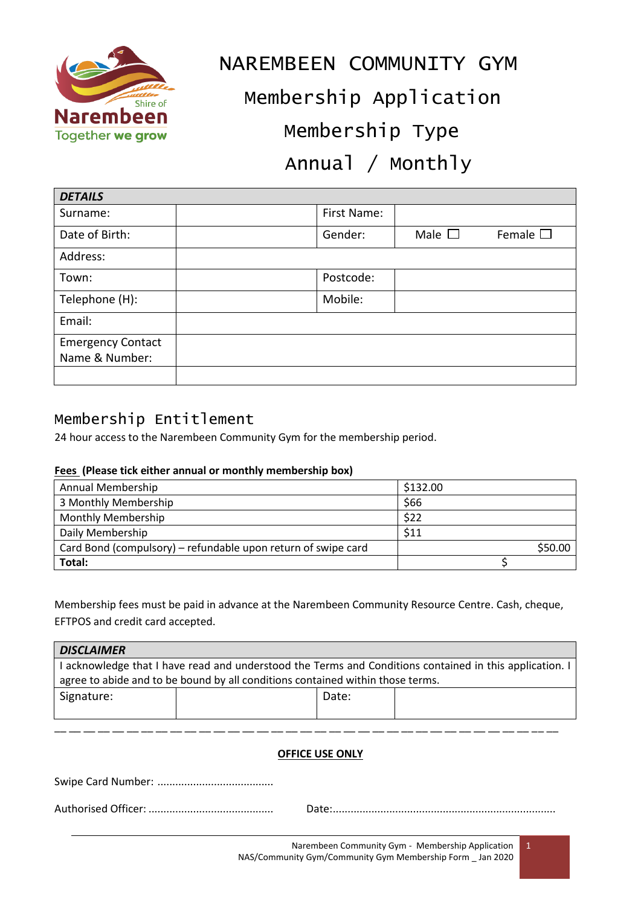# NAREMBEEN COMMUNITY GYM

## Membership Application

## Membership Type

## Annual / Monthly

| DETAILS | | | |
|---|---|---|---|
| Surname: | | First Name: | |
| Date of Birth: | | Gender: | Male ☐ Female ☐ |
| Address: | | | |
| Town: | | Postcode: | |
| Telephone (H): | | Mobile: | |
| Email: | | | |
| Emergency Contact Name & Number: | | | |
| | | | |

## Membership Entitlement

24 hour access to the Narembeen Community Gym for the membership period.

**Fees (Please tick either annual or monthly membership box)**

| Membership | Fee |
|---|---|
| Annual Membership | $132.00 |
| 3 Monthly Membership | $66 |
| Monthly Membership | $22 |
| Daily Membership | $11 |
| Card Bond (compulsory) – refundable upon return of swipe card | $50.00 |
| **Total:** | $ |

Membership fees must be paid in advance at the Narembeen Community Resource Centre. Cash, cheque, EFTPOS and credit card accepted.

| DISCLAIMER | | | |
|---|---|---|---|
| I acknowledge that I have read and understood the Terms and Conditions contained in this application. I agree to abide and to be bound by all conditions contained within those terms. | | | |
| Signature: | | Date: | |

---

**OFFICE USE ONLY**

Swipe Card Number: .......................................

Authorised Officer: .......................................... Date:..........................................................................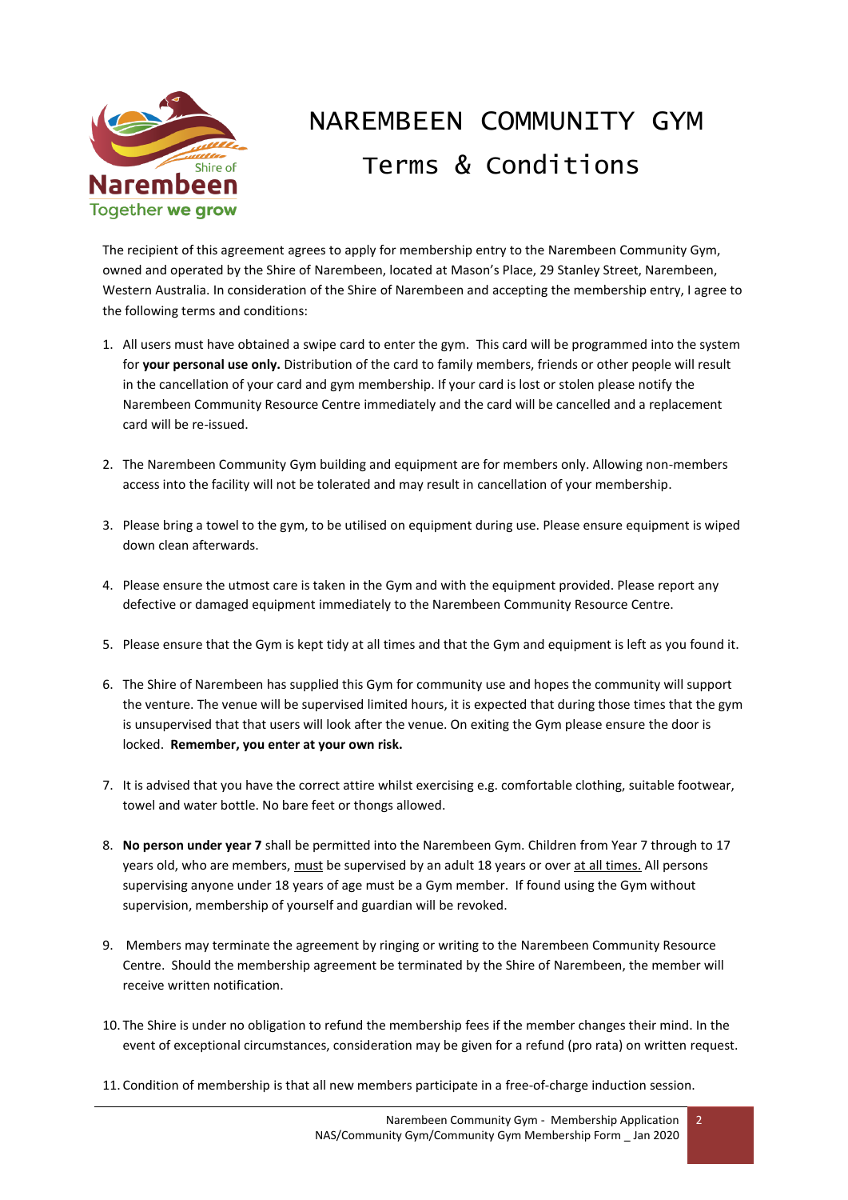# NAREMBEEN COMMUNITY GYM

## Terms & Conditions

The recipient of this agreement agrees to apply for membership entry to the Narembeen Community Gym, owned and operated by the Shire of Narembeen, located at Mason's Place, 29 Stanley Street, Narembeen, Western Australia. In consideration of the Shire of Narembeen and accepting the membership entry, I agree to the following terms and conditions:

1. All users must have obtained a swipe card to enter the gym. This card will be programmed into the system for **your personal use only.** Distribution of the card to family members, friends or other people will result in the cancellation of your card and gym membership. If your card is lost or stolen please notify the Narembeen Community Resource Centre immediately and the card will be cancelled and a replacement card will be re-issued.

2. The Narembeen Community Gym building and equipment are for members only. Allowing non-members access into the facility will not be tolerated and may result in cancellation of your membership.

3. Please bring a towel to the gym, to be utilised on equipment during use. Please ensure equipment is wiped down clean afterwards.

4. Please ensure the utmost care is taken in the Gym and with the equipment provided. Please report any defective or damaged equipment immediately to the Narembeen Community Resource Centre.

5. Please ensure that the Gym is kept tidy at all times and that the Gym and equipment is left as you found it.

6. The Shire of Narembeen has supplied this Gym for community use and hopes the community will support the venture. The venue will be supervised limited hours, it is expected that during those times that the gym is unsupervised that that users will look after the venue. On exiting the Gym please ensure the door is locked. **Remember, you enter at your own risk.**

7. It is advised that you have the correct attire whilst exercising e.g. comfortable clothing, suitable footwear, towel and water bottle. No bare feet or thongs allowed.

8. **No person under year 7** shall be permitted into the Narembeen Gym. Children from Year 7 through to 17 years old, who are members, <u>must</u> be supervised by an adult 18 years or over <u>at all times.</u> All persons supervising anyone under 18 years of age must be a Gym member. If found using the Gym without supervision, membership of yourself and guardian will be revoked.

9. Members may terminate the agreement by ringing or writing to the Narembeen Community Resource Centre. Should the membership agreement be terminated by the Shire of Narembeen, the member will receive written notification.

10. The Shire is under no obligation to refund the membership fees if the member changes their mind. In the event of exceptional circumstances, consideration may be given for a refund (pro rata) on written request.

11. Condition of membership is that all new members participate in a free-of-charge induction session.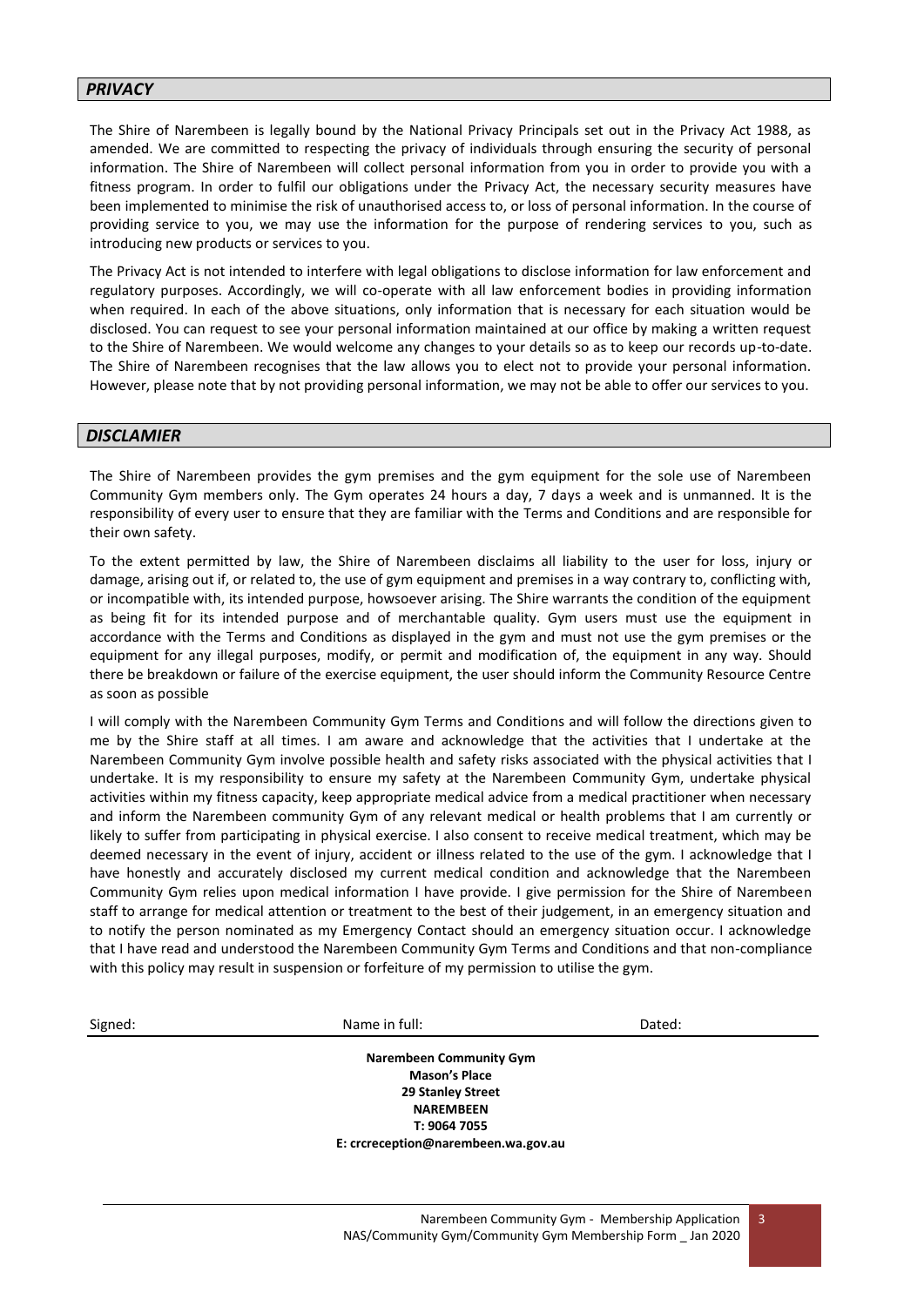## *PRIVACY*

The Shire of Narembeen is legally bound by the National Privacy Principals set out in the Privacy Act 1988, as amended. We are committed to respecting the privacy of individuals through ensuring the security of personal information. The Shire of Narembeen will collect personal information from you in order to provide you with a fitness program. In order to fulfil our obligations under the Privacy Act, the necessary security measures have been implemented to minimise the risk of unauthorised access to, or loss of personal information. In the course of providing service to you, we may use the information for the purpose of rendering services to you, such as introducing new products or services to you.

The Privacy Act is not intended to interfere with legal obligations to disclose information for law enforcement and regulatory purposes. Accordingly, we will co-operate with all law enforcement bodies in providing information when required. In each of the above situations, only information that is necessary for each situation would be disclosed. You can request to see your personal information maintained at our office by making a written request to the Shire of Narembeen. We would welcome any changes to your details so as to keep our records up-to-date. The Shire of Narembeen recognises that the law allows you to elect not to provide your personal information. However, please note that by not providing personal information, we may not be able to offer our services to you.

## *DISCLAMIER*

The Shire of Narembeen provides the gym premises and the gym equipment for the sole use of Narembeen Community Gym members only. The Gym operates 24 hours a day, 7 days a week and is unmanned. It is the responsibility of every user to ensure that they are familiar with the Terms and Conditions and are responsible for their own safety.

To the extent permitted by law, the Shire of Narembeen disclaims all liability to the user for loss, injury or damage, arising out if, or related to, the use of gym equipment and premises in a way contrary to, conflicting with, or incompatible with, its intended purpose, howsoever arising. The Shire warrants the condition of the equipment as being fit for its intended purpose and of merchantable quality. Gym users must use the equipment in accordance with the Terms and Conditions as displayed in the gym and must not use the gym premises or the equipment for any illegal purposes, modify, or permit and modification of, the equipment in any way. Should there be breakdown or failure of the exercise equipment, the user should inform the Community Resource Centre as soon as possible

I will comply with the Narembeen Community Gym Terms and Conditions and will follow the directions given to me by the Shire staff at all times. I am aware and acknowledge that the activities that I undertake at the Narembeen Community Gym involve possible health and safety risks associated with the physical activities that I undertake. It is my responsibility to ensure my safety at the Narembeen Community Gym, undertake physical activities within my fitness capacity, keep appropriate medical advice from a medical practitioner when necessary and inform the Narembeen community Gym of any relevant medical or health problems that I am currently or likely to suffer from participating in physical exercise. I also consent to receive medical treatment, which may be deemed necessary in the event of injury, accident or illness related to the use of the gym. I acknowledge that I have honestly and accurately disclosed my current medical condition and acknowledge that the Narembeen Community Gym relies upon medical information I have provide. I give permission for the Shire of Narembeen staff to arrange for medical attention or treatment to the best of their judgement, in an emergency situation and to notify the person nominated as my Emergency Contact should an emergency situation occur. I acknowledge that I have read and understood the Narembeen Community Gym Terms and Conditions and that non-compliance with this policy may result in suspension or forfeiture of my permission to utilise the gym.

Signed: Name in full: Dated:

**Narembeen Community Gym**
**Mason's Place**
**29 Stanley Street**
**NAREMBEEN**
**T: 9064 7055**
**E: crcreception@narembeen.wa.gov.au**